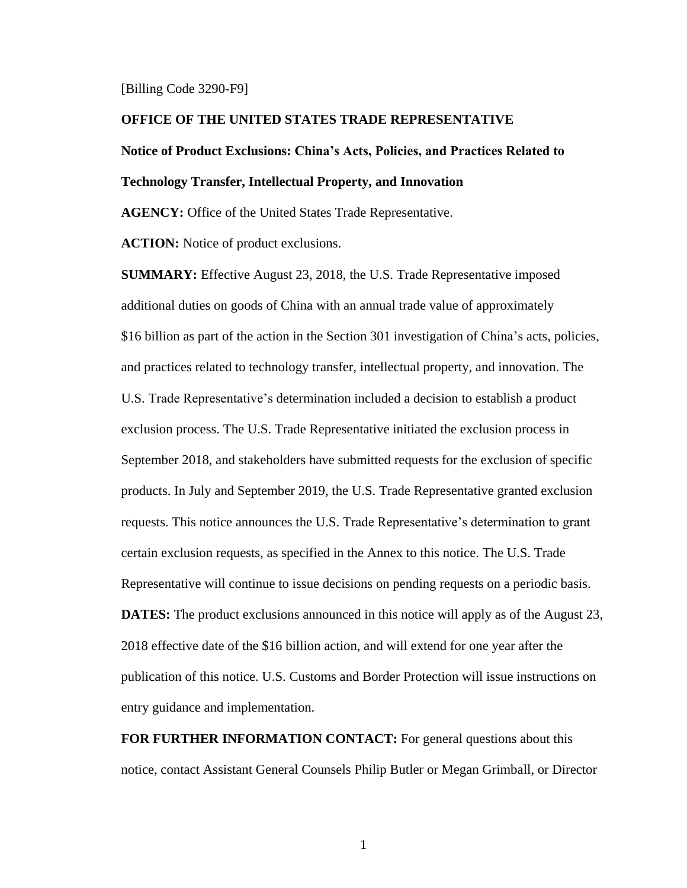[Billing Code 3290-F9]

**OFFICE OF THE UNITED STATES TRADE REPRESENTATIVE**

**Notice of Product Exclusions: China's Acts, Policies, and Practices Related to Technology Transfer, Intellectual Property, and Innovation**

**AGENCY:** Office of the United States Trade Representative.

**ACTION:** Notice of product exclusions.

**SUMMARY:** Effective August 23, 2018, the U.S. Trade Representative imposed additional duties on goods of China with an annual trade value of approximately $16 billion as part of the action in the Section 301 investigation of China's acts, policies, and practices related to technology transfer, intellectual property, and innovation. The U.S. Trade Representative's determination included a decision to establish a product exclusion process. The U.S. Trade Representative initiated the exclusion process in September 2018, and stakeholders have submitted requests for the exclusion of specific products. In July and September 2019, the U.S. Trade Representative granted exclusion requests. This notice announces the U.S. Trade Representative's determination to grant certain exclusion requests, as specified in the Annex to this notice. The U.S. Trade Representative will continue to issue decisions on pending requests on a periodic basis.

**DATES:** The product exclusions announced in this notice will apply as of the August 23, 2018 effective date of the $16 billion action, and will extend for one year after the publication of this notice. U.S. Customs and Border Protection will issue instructions on entry guidance and implementation.

**FOR FURTHER INFORMATION CONTACT:** For general questions about this notice, contact Assistant General Counsels Philip Butler or Megan Grimball, or Director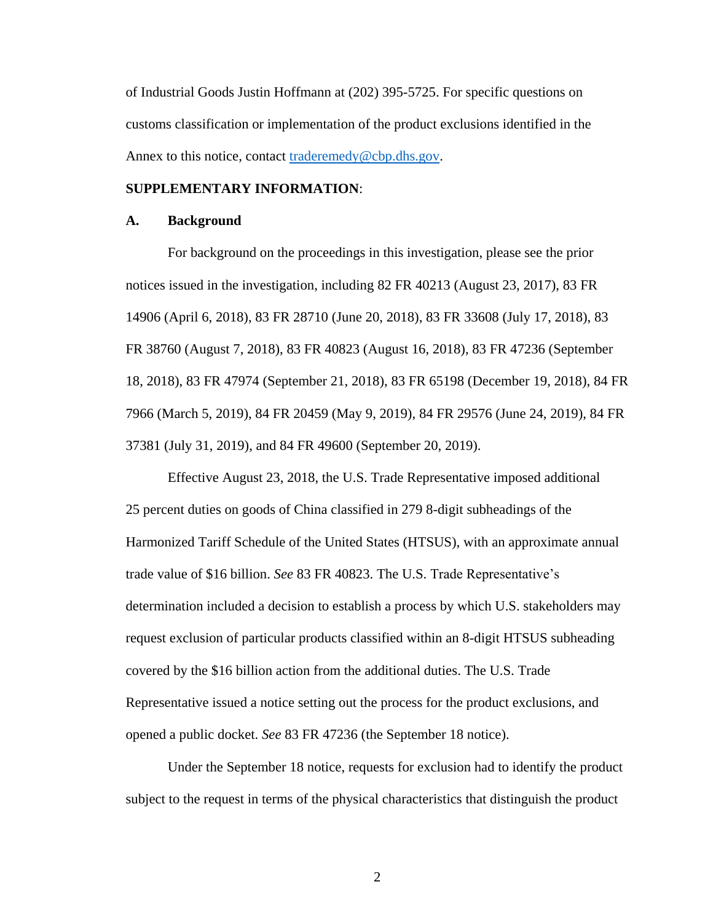of Industrial Goods Justin Hoffmann at (202) 395-5725. For specific questions on customs classification or implementation of the product exclusions identified in the Annex to this notice, contact [traderemedy@cbp.dhs.gov](mailto:traderemedy@cbp.dhs.gov).

**SUPPLEMENTARY INFORMATION**:

**A. Background**

For background on the proceedings in this investigation, please see the prior notices issued in the investigation, including 82 FR 40213 (August 23, 2017), 83 FR 14906 (April 6, 2018), 83 FR 28710 (June 20, 2018), 83 FR 33608 (July 17, 2018), 83 FR 38760 (August 7, 2018), 83 FR 40823 (August 16, 2018), 83 FR 47236 (September 18, 2018), 83 FR 47974 (September 21, 2018), 83 FR 65198 (December 19, 2018), 84 FR 7966 (March 5, 2019), 84 FR 20459 (May 9, 2019), 84 FR 29576 (June 24, 2019), 84 FR 37381 (July 31, 2019), and 84 FR 49600 (September 20, 2019).

Effective August 23, 2018, the U.S. Trade Representative imposed additional 25 percent duties on goods of China classified in 279 8-digit subheadings of the Harmonized Tariff Schedule of the United States (HTSUS), with an approximate annual trade value of $16 billion. *See* 83 FR 40823. The U.S. Trade Representative's determination included a decision to establish a process by which U.S. stakeholders may request exclusion of particular products classified within an 8-digit HTSUS subheading covered by the $16 billion action from the additional duties. The U.S. Trade Representative issued a notice setting out the process for the product exclusions, and opened a public docket. *See* 83 FR 47236 (the September 18 notice).

Under the September 18 notice, requests for exclusion had to identify the product subject to the request in terms of the physical characteristics that distinguish the product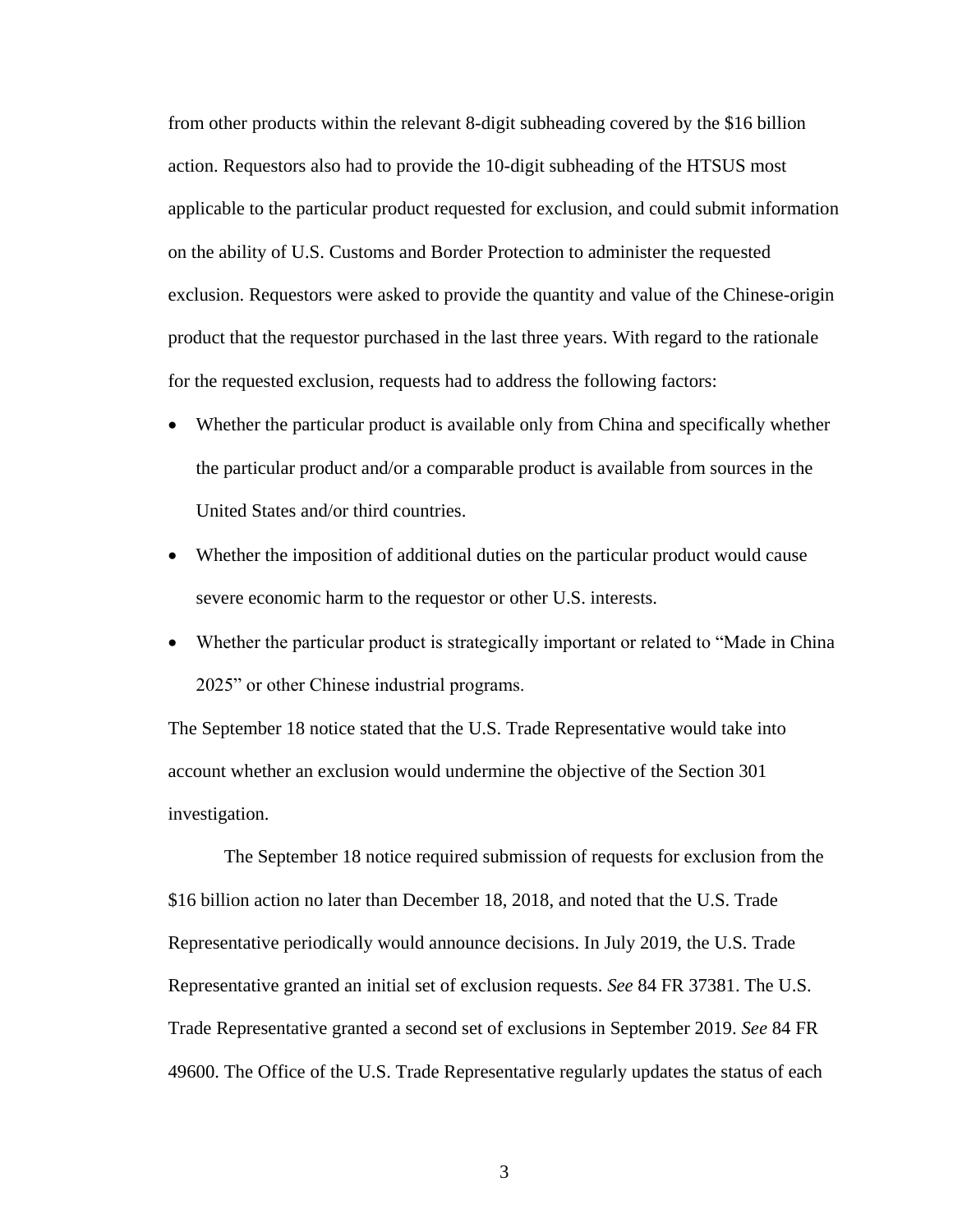from other products within the relevant 8-digit subheading covered by the $16 billion action. Requestors also had to provide the 10-digit subheading of the HTSUS most applicable to the particular product requested for exclusion, and could submit information on the ability of U.S. Customs and Border Protection to administer the requested exclusion. Requestors were asked to provide the quantity and value of the Chinese-origin product that the requestor purchased in the last three years. With regard to the rationale for the requested exclusion, requests had to address the following factors:

- Whether the particular product is available only from China and specifically whether the particular product and/or a comparable product is available from sources in the United States and/or third countries.
- Whether the imposition of additional duties on the particular product would cause severe economic harm to the requestor or other U.S. interests.
- Whether the particular product is strategically important or related to "Made in China 2025" or other Chinese industrial programs.

The September 18 notice stated that the U.S. Trade Representative would take into account whether an exclusion would undermine the objective of the Section 301 investigation.

The September 18 notice required submission of requests for exclusion from the $16 billion action no later than December 18, 2018, and noted that the U.S. Trade Representative periodically would announce decisions. In July 2019, the U.S. Trade Representative granted an initial set of exclusion requests. *See* 84 FR 37381. The U.S. Trade Representative granted a second set of exclusions in September 2019. *See* 84 FR 49600. The Office of the U.S. Trade Representative regularly updates the status of each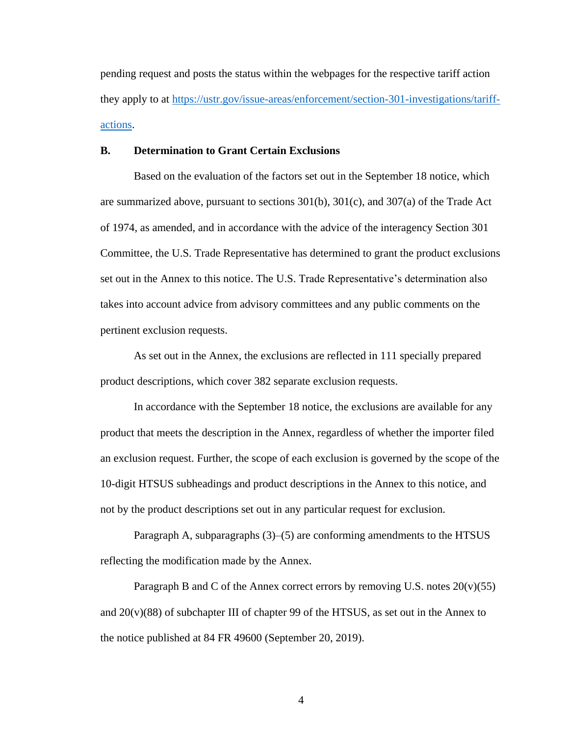pending request and posts the status within the webpages for the respective tariff action they apply to at [https://ustr.gov/issue-areas/enforcement/section-301-investigations/tariff-actions](https://ustr.gov/issue-areas/enforcement/section-301-investigations/tariff-actions).

### B. Determination to Grant Certain Exclusions

Based on the evaluation of the factors set out in the September 18 notice, which are summarized above, pursuant to sections 301(b), 301(c), and 307(a) of the Trade Act of 1974, as amended, and in accordance with the advice of the interagency Section 301 Committee, the U.S. Trade Representative has determined to grant the product exclusions set out in the Annex to this notice. The U.S. Trade Representative's determination also takes into account advice from advisory committees and any public comments on the pertinent exclusion requests.

As set out in the Annex, the exclusions are reflected in 111 specially prepared product descriptions, which cover 382 separate exclusion requests.

In accordance with the September 18 notice, the exclusions are available for any product that meets the description in the Annex, regardless of whether the importer filed an exclusion request. Further, the scope of each exclusion is governed by the scope of the 10-digit HTSUS subheadings and product descriptions in the Annex to this notice, and not by the product descriptions set out in any particular request for exclusion.

Paragraph A, subparagraphs (3)–(5) are conforming amendments to the HTSUS reflecting the modification made by the Annex.

Paragraph B and C of the Annex correct errors by removing U.S. notes 20(v)(55) and 20(v)(88) of subchapter III of chapter 99 of the HTSUS, as set out in the Annex to the notice published at 84 FR 49600 (September 20, 2019).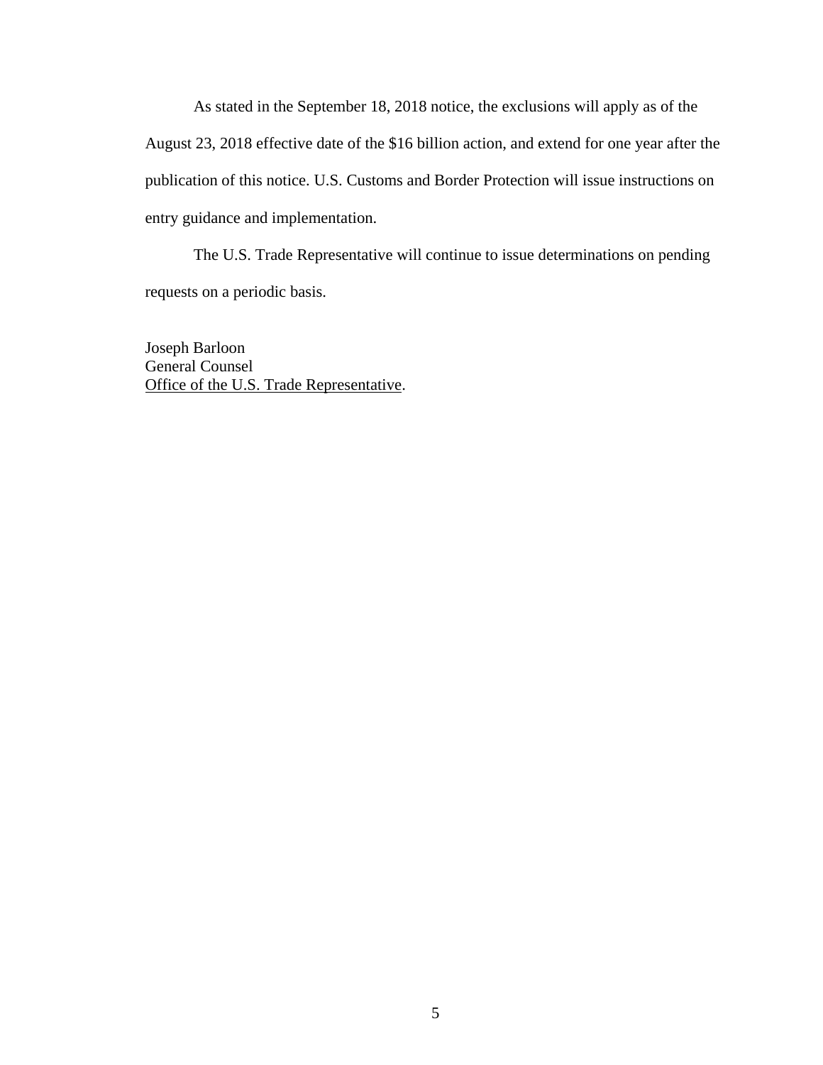As stated in the September 18, 2018 notice, the exclusions will apply as of the August 23, 2018 effective date of the $16 billion action, and extend for one year after the publication of this notice. U.S. Customs and Border Protection will issue instructions on entry guidance and implementation.

The U.S. Trade Representative will continue to issue determinations on pending requests on a periodic basis.

Joseph Barloon
General Counsel
Office of the U.S. Trade Representative.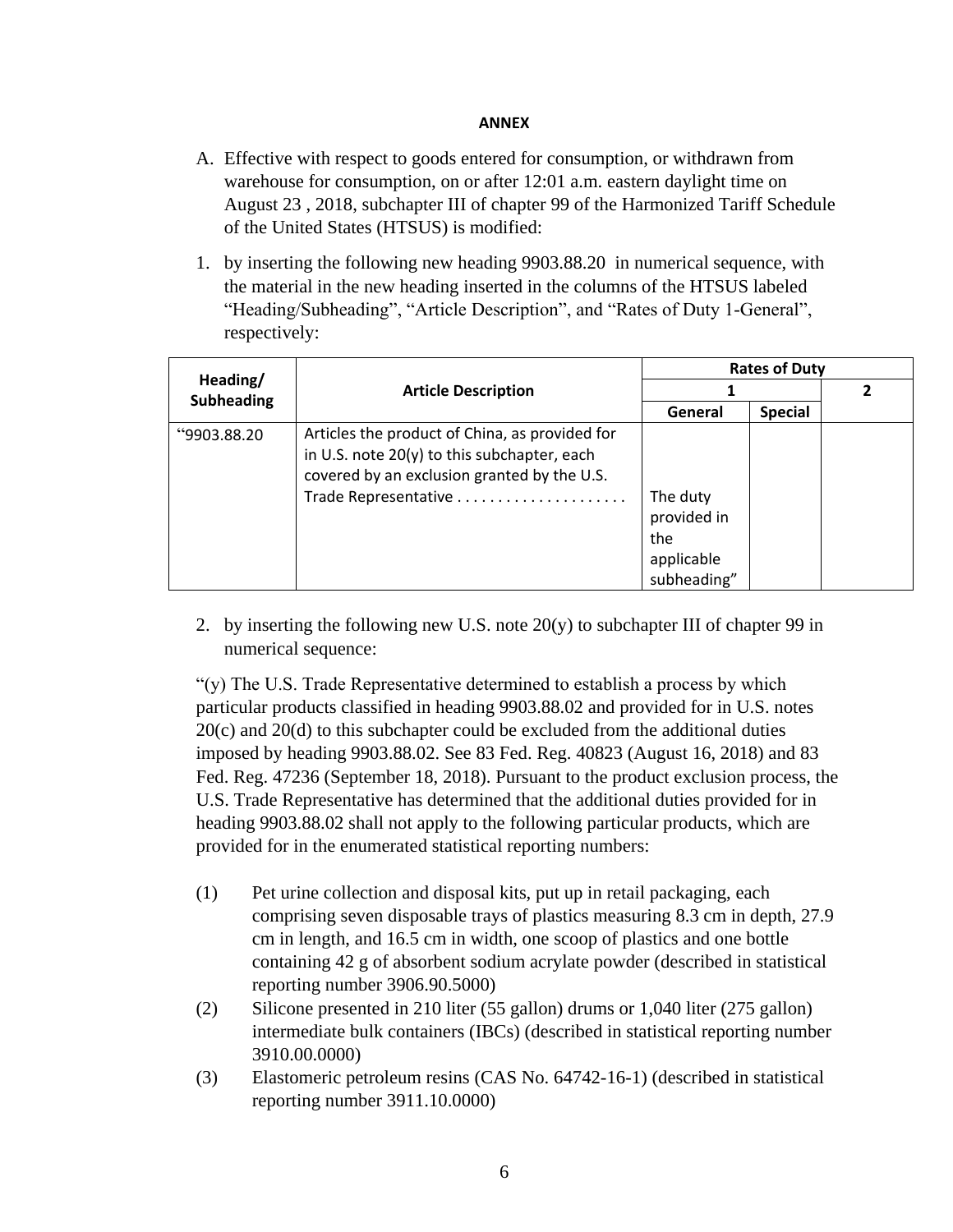**ANNEX**

A. Effective with respect to goods entered for consumption, or withdrawn from warehouse for consumption, on or after 12:01 a.m. eastern daylight time on August 23 , 2018, subchapter III of chapter 99 of the Harmonized Tariff Schedule of the United States (HTSUS) is modified:

1. by inserting the following new heading 9903.88.20 in numerical sequence, with the material in the new heading inserted in the columns of the HTSUS labeled "Heading/Subheading", "Article Description", and "Rates of Duty 1-General", respectively:

| Heading/ Subheading | Article Description | Rates of Duty | | |
|---|---|---|---|---|
| | | 1 | | 2 |
| | | General | Special | |
| "9903.88.20 | Articles the product of China, as provided for in U.S. note 20(y) to this subchapter, each covered by an exclusion granted by the U.S. Trade Representative . . . . . . . . . . . . . . . . . . . . | The duty provided in the applicable subheading" | | |

2. by inserting the following new U.S. note 20(y) to subchapter III of chapter 99 in numerical sequence:

"(y) The U.S. Trade Representative determined to establish a process by which particular products classified in heading 9903.88.02 and provided for in U.S. notes 20(c) and 20(d) to this subchapter could be excluded from the additional duties imposed by heading 9903.88.02. See 83 Fed. Reg. 40823 (August 16, 2018) and 83 Fed. Reg. 47236 (September 18, 2018). Pursuant to the product exclusion process, the U.S. Trade Representative has determined that the additional duties provided for in heading 9903.88.02 shall not apply to the following particular products, which are provided for in the enumerated statistical reporting numbers:

(1) Pet urine collection and disposal kits, put up in retail packaging, each comprising seven disposable trays of plastics measuring 8.3 cm in depth, 27.9 cm in length, and 16.5 cm in width, one scoop of plastics and one bottle containing 42 g of absorbent sodium acrylate powder (described in statistical reporting number 3906.90.5000)

(2) Silicone presented in 210 liter (55 gallon) drums or 1,040 liter (275 gallon) intermediate bulk containers (IBCs) (described in statistical reporting number 3910.00.0000)

(3) Elastomeric petroleum resins (CAS No. 64742-16-1) (described in statistical reporting number 3911.10.0000)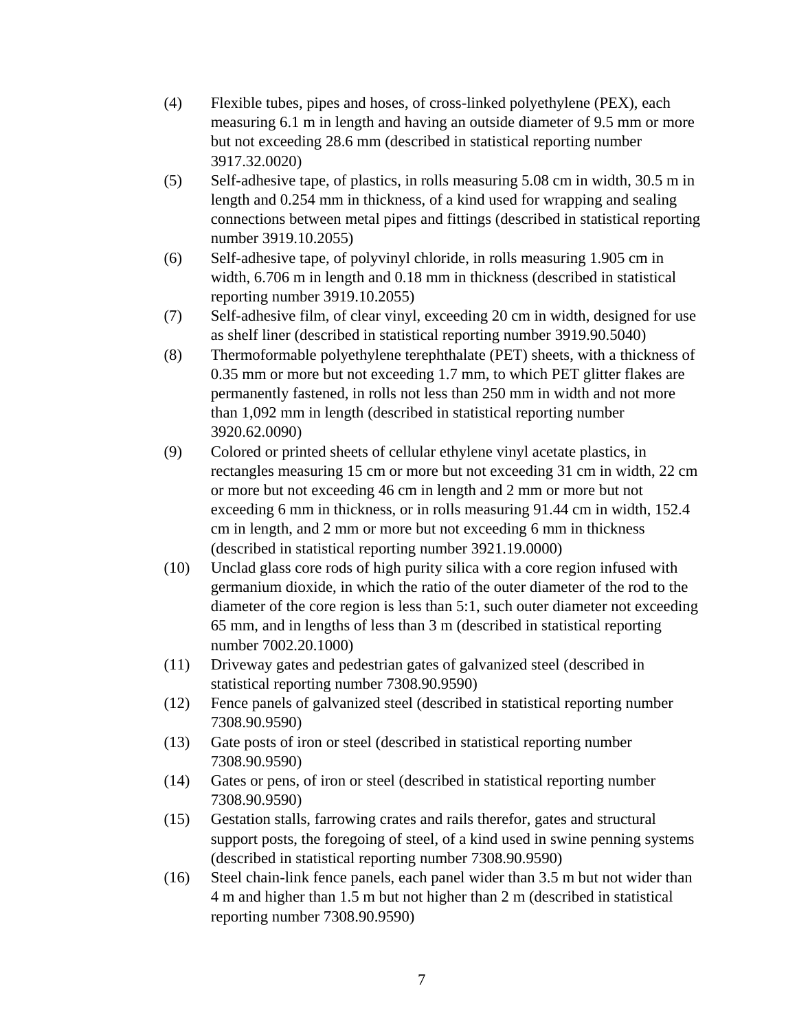(4) Flexible tubes, pipes and hoses, of cross-linked polyethylene (PEX), each measuring 6.1 m in length and having an outside diameter of 9.5 mm or more but not exceeding 28.6 mm (described in statistical reporting number 3917.32.0020)

(5) Self-adhesive tape, of plastics, in rolls measuring 5.08 cm in width, 30.5 m in length and 0.254 mm in thickness, of a kind used for wrapping and sealing connections between metal pipes and fittings (described in statistical reporting number 3919.10.2055)

(6) Self-adhesive tape, of polyvinyl chloride, in rolls measuring 1.905 cm in width, 6.706 m in length and 0.18 mm in thickness (described in statistical reporting number 3919.10.2055)

(7) Self-adhesive film, of clear vinyl, exceeding 20 cm in width, designed for use as shelf liner (described in statistical reporting number 3919.90.5040)

(8) Thermoformable polyethylene terephthalate (PET) sheets, with a thickness of 0.35 mm or more but not exceeding 1.7 mm, to which PET glitter flakes are permanently fastened, in rolls not less than 250 mm in width and not more than 1,092 mm in length (described in statistical reporting number 3920.62.0090)

(9) Colored or printed sheets of cellular ethylene vinyl acetate plastics, in rectangles measuring 15 cm or more but not exceeding 31 cm in width, 22 cm or more but not exceeding 46 cm in length and 2 mm or more but not exceeding 6 mm in thickness, or in rolls measuring 91.44 cm in width, 152.4 cm in length, and 2 mm or more but not exceeding 6 mm in thickness (described in statistical reporting number 3921.19.0000)

(10) Unclad glass core rods of high purity silica with a core region infused with germanium dioxide, in which the ratio of the outer diameter of the rod to the diameter of the core region is less than 5:1, such outer diameter not exceeding 65 mm, and in lengths of less than 3 m (described in statistical reporting number 7002.20.1000)

(11) Driveway gates and pedestrian gates of galvanized steel (described in statistical reporting number 7308.90.9590)

(12) Fence panels of galvanized steel (described in statistical reporting number 7308.90.9590)

(13) Gate posts of iron or steel (described in statistical reporting number 7308.90.9590)

(14) Gates or pens, of iron or steel (described in statistical reporting number 7308.90.9590)

(15) Gestation stalls, farrowing crates and rails therefor, gates and structural support posts, the foregoing of steel, of a kind used in swine penning systems (described in statistical reporting number 7308.90.9590)

(16) Steel chain-link fence panels, each panel wider than 3.5 m but not wider than 4 m and higher than 1.5 m but not higher than 2 m (described in statistical reporting number 7308.90.9590)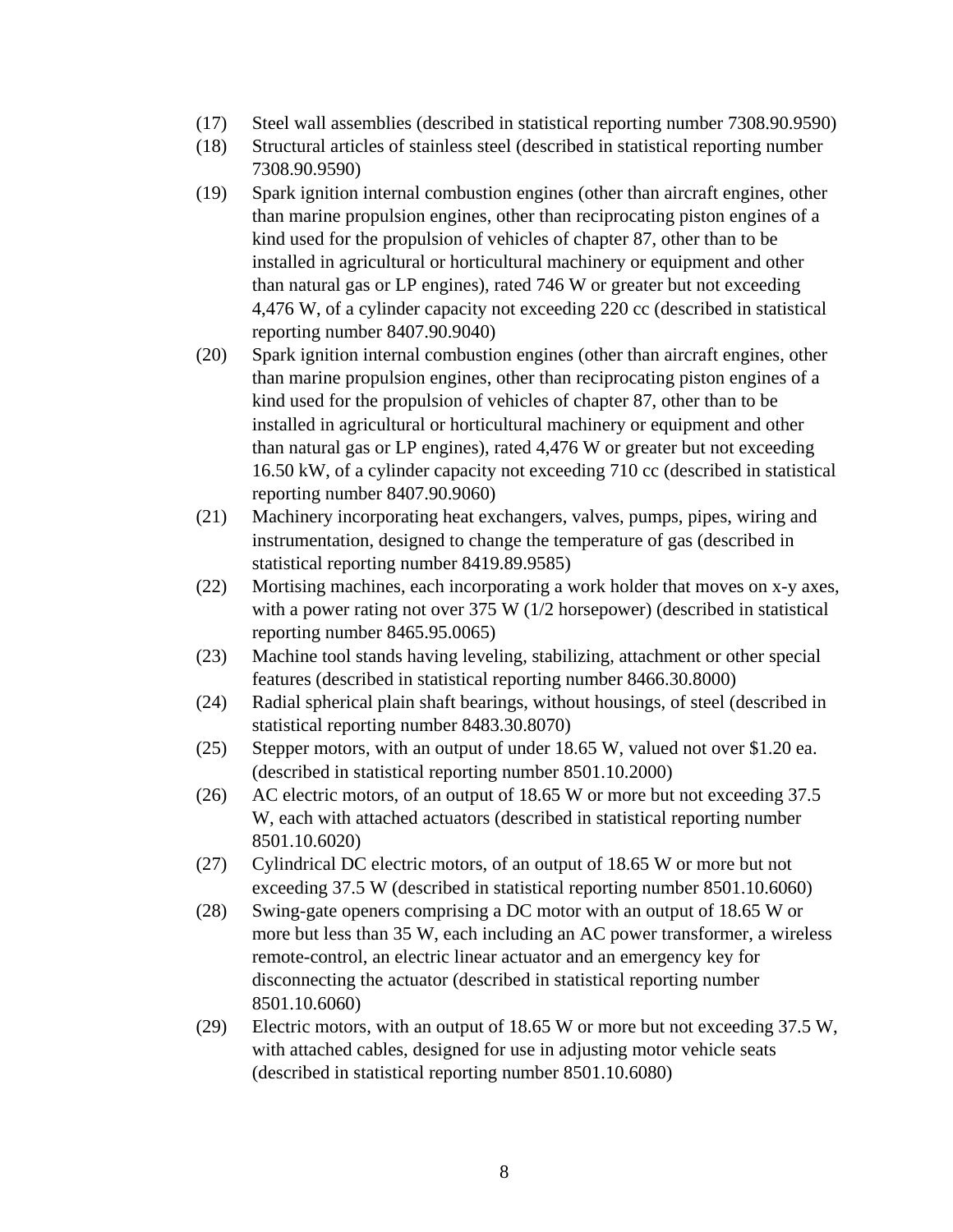(17) Steel wall assemblies (described in statistical reporting number 7308.90.9590)

(18) Structural articles of stainless steel (described in statistical reporting number 7308.90.9590)

(19) Spark ignition internal combustion engines (other than aircraft engines, other than marine propulsion engines, other than reciprocating piston engines of a kind used for the propulsion of vehicles of chapter 87, other than to be installed in agricultural or horticultural machinery or equipment and other than natural gas or LP engines), rated 746 W or greater but not exceeding 4,476 W, of a cylinder capacity not exceeding 220 cc (described in statistical reporting number 8407.90.9040)

(20) Spark ignition internal combustion engines (other than aircraft engines, other than marine propulsion engines, other than reciprocating piston engines of a kind used for the propulsion of vehicles of chapter 87, other than to be installed in agricultural or horticultural machinery or equipment and other than natural gas or LP engines), rated 4,476 W or greater but not exceeding 16.50 kW, of a cylinder capacity not exceeding 710 cc (described in statistical reporting number 8407.90.9060)

(21) Machinery incorporating heat exchangers, valves, pumps, pipes, wiring and instrumentation, designed to change the temperature of gas (described in statistical reporting number 8419.89.9585)

(22) Mortising machines, each incorporating a work holder that moves on x-y axes, with a power rating not over 375 W (1/2 horsepower) (described in statistical reporting number 8465.95.0065)

(23) Machine tool stands having leveling, stabilizing, attachment or other special features (described in statistical reporting number 8466.30.8000)

(24) Radial spherical plain shaft bearings, without housings, of steel (described in statistical reporting number 8483.30.8070)

(25) Stepper motors, with an output of under 18.65 W, valued not over $1.20 ea. (described in statistical reporting number 8501.10.2000)

(26) AC electric motors, of an output of 18.65 W or more but not exceeding 37.5 W, each with attached actuators (described in statistical reporting number 8501.10.6020)

(27) Cylindrical DC electric motors, of an output of 18.65 W or more but not exceeding 37.5 W (described in statistical reporting number 8501.10.6060)

(28) Swing-gate openers comprising a DC motor with an output of 18.65 W or more but less than 35 W, each including an AC power transformer, a wireless remote-control, an electric linear actuator and an emergency key for disconnecting the actuator (described in statistical reporting number 8501.10.6060)

(29) Electric motors, with an output of 18.65 W or more but not exceeding 37.5 W, with attached cables, designed for use in adjusting motor vehicle seats (described in statistical reporting number 8501.10.6080)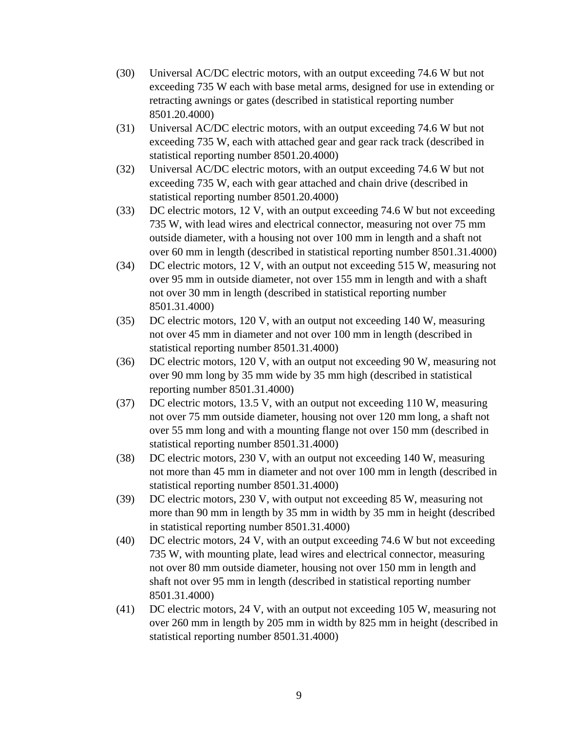(30) Universal AC/DC electric motors, with an output exceeding 74.6 W but not exceeding 735 W each with base metal arms, designed for use in extending or retracting awnings or gates (described in statistical reporting number 8501.20.4000)

(31) Universal AC/DC electric motors, with an output exceeding 74.6 W but not exceeding 735 W, each with attached gear and gear rack track (described in statistical reporting number 8501.20.4000)

(32) Universal AC/DC electric motors, with an output exceeding 74.6 W but not exceeding 735 W, each with gear attached and chain drive (described in statistical reporting number 8501.20.4000)

(33) DC electric motors, 12 V, with an output exceeding 74.6 W but not exceeding 735 W, with lead wires and electrical connector, measuring not over 75 mm outside diameter, with a housing not over 100 mm in length and a shaft not over 60 mm in length (described in statistical reporting number 8501.31.4000)

(34) DC electric motors, 12 V, with an output not exceeding 515 W, measuring not over 95 mm in outside diameter, not over 155 mm in length and with a shaft not over 30 mm in length (described in statistical reporting number 8501.31.4000)

(35) DC electric motors, 120 V, with an output not exceeding 140 W, measuring not over 45 mm in diameter and not over 100 mm in length (described in statistical reporting number 8501.31.4000)

(36) DC electric motors, 120 V, with an output not exceeding 90 W, measuring not over 90 mm long by 35 mm wide by 35 mm high (described in statistical reporting number 8501.31.4000)

(37) DC electric motors, 13.5 V, with an output not exceeding 110 W, measuring not over 75 mm outside diameter, housing not over 120 mm long, a shaft not over 55 mm long and with a mounting flange not over 150 mm (described in statistical reporting number 8501.31.4000)

(38) DC electric motors, 230 V, with an output not exceeding 140 W, measuring not more than 45 mm in diameter and not over 100 mm in length (described in statistical reporting number 8501.31.4000)

(39) DC electric motors, 230 V, with output not exceeding 85 W, measuring not more than 90 mm in length by 35 mm in width by 35 mm in height (described in statistical reporting number 8501.31.4000)

(40) DC electric motors, 24 V, with an output exceeding 74.6 W but not exceeding 735 W, with mounting plate, lead wires and electrical connector, measuring not over 80 mm outside diameter, housing not over 150 mm in length and shaft not over 95 mm in length (described in statistical reporting number 8501.31.4000)

(41) DC electric motors, 24 V, with an output not exceeding 105 W, measuring not over 260 mm in length by 205 mm in width by 825 mm in height (described in statistical reporting number 8501.31.4000)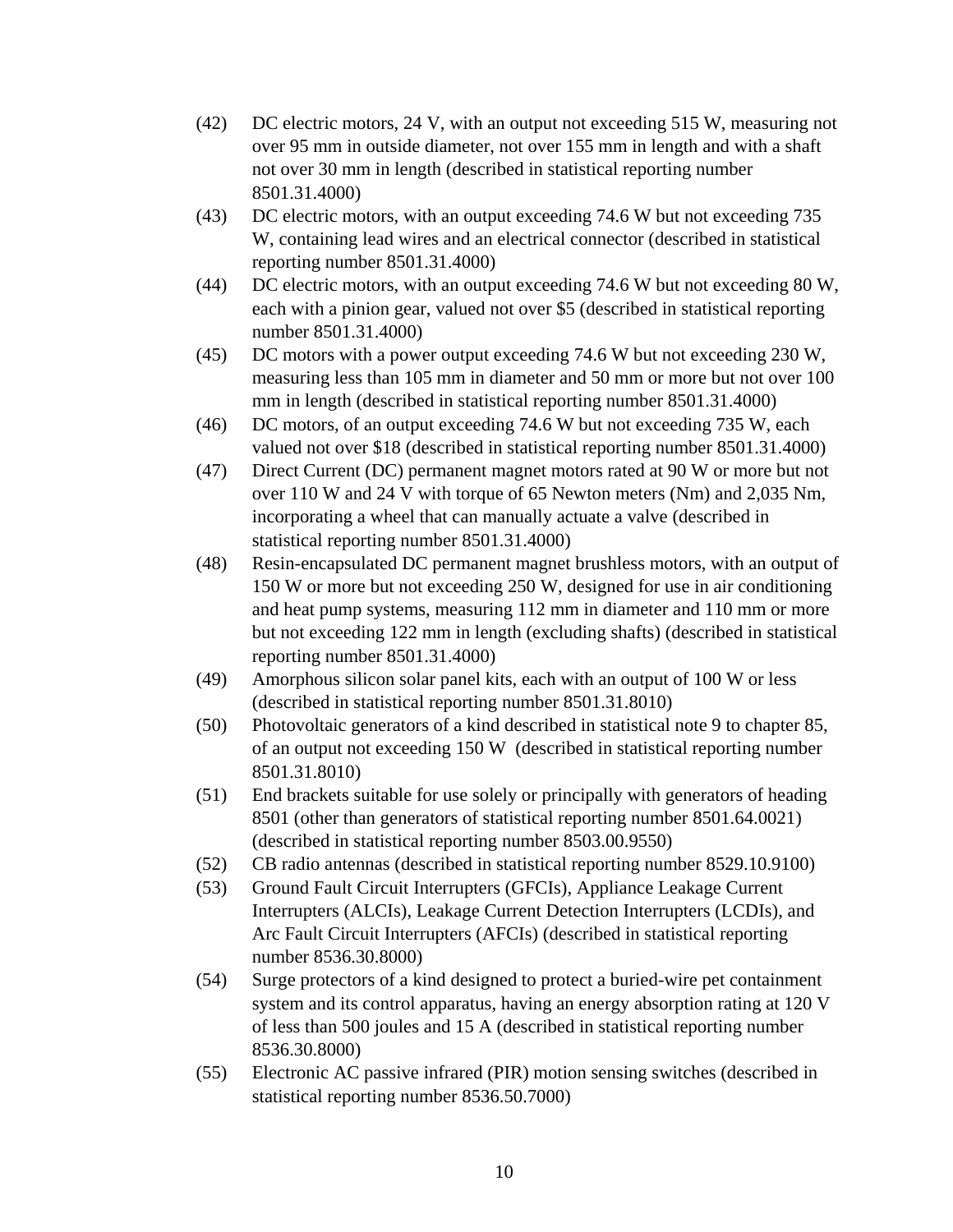(42) DC electric motors, 24 V, with an output not exceeding 515 W, measuring not over 95 mm in outside diameter, not over 155 mm in length and with a shaft not over 30 mm in length (described in statistical reporting number 8501.31.4000)

(43) DC electric motors, with an output exceeding 74.6 W but not exceeding 735 W, containing lead wires and an electrical connector (described in statistical reporting number 8501.31.4000)

(44) DC electric motors, with an output exceeding 74.6 W but not exceeding 80 W, each with a pinion gear, valued not over $5 (described in statistical reporting number 8501.31.4000)

(45) DC motors with a power output exceeding 74.6 W but not exceeding 230 W, measuring less than 105 mm in diameter and 50 mm or more but not over 100 mm in length (described in statistical reporting number 8501.31.4000)

(46) DC motors, of an output exceeding 74.6 W but not exceeding 735 W, each valued not over $18 (described in statistical reporting number 8501.31.4000)

(47) Direct Current (DC) permanent magnet motors rated at 90 W or more but not over 110 W and 24 V with torque of 65 Newton meters (Nm) and 2,035 Nm, incorporating a wheel that can manually actuate a valve (described in statistical reporting number 8501.31.4000)

(48) Resin-encapsulated DC permanent magnet brushless motors, with an output of 150 W or more but not exceeding 250 W, designed for use in air conditioning and heat pump systems, measuring 112 mm in diameter and 110 mm or more but not exceeding 122 mm in length (excluding shafts) (described in statistical reporting number 8501.31.4000)

(49) Amorphous silicon solar panel kits, each with an output of 100 W or less (described in statistical reporting number 8501.31.8010)

(50) Photovoltaic generators of a kind described in statistical note 9 to chapter 85, of an output not exceeding 150 W (described in statistical reporting number 8501.31.8010)

(51) End brackets suitable for use solely or principally with generators of heading 8501 (other than generators of statistical reporting number 8501.64.0021) (described in statistical reporting number 8503.00.9550)

(52) CB radio antennas (described in statistical reporting number 8529.10.9100)

(53) Ground Fault Circuit Interrupters (GFCIs), Appliance Leakage Current Interrupters (ALCIs), Leakage Current Detection Interrupters (LCDIs), and Arc Fault Circuit Interrupters (AFCIs) (described in statistical reporting number 8536.30.8000)

(54) Surge protectors of a kind designed to protect a buried-wire pet containment system and its control apparatus, having an energy absorption rating at 120 V of less than 500 joules and 15 A (described in statistical reporting number 8536.30.8000)

(55) Electronic AC passive infrared (PIR) motion sensing switches (described in statistical reporting number 8536.50.7000)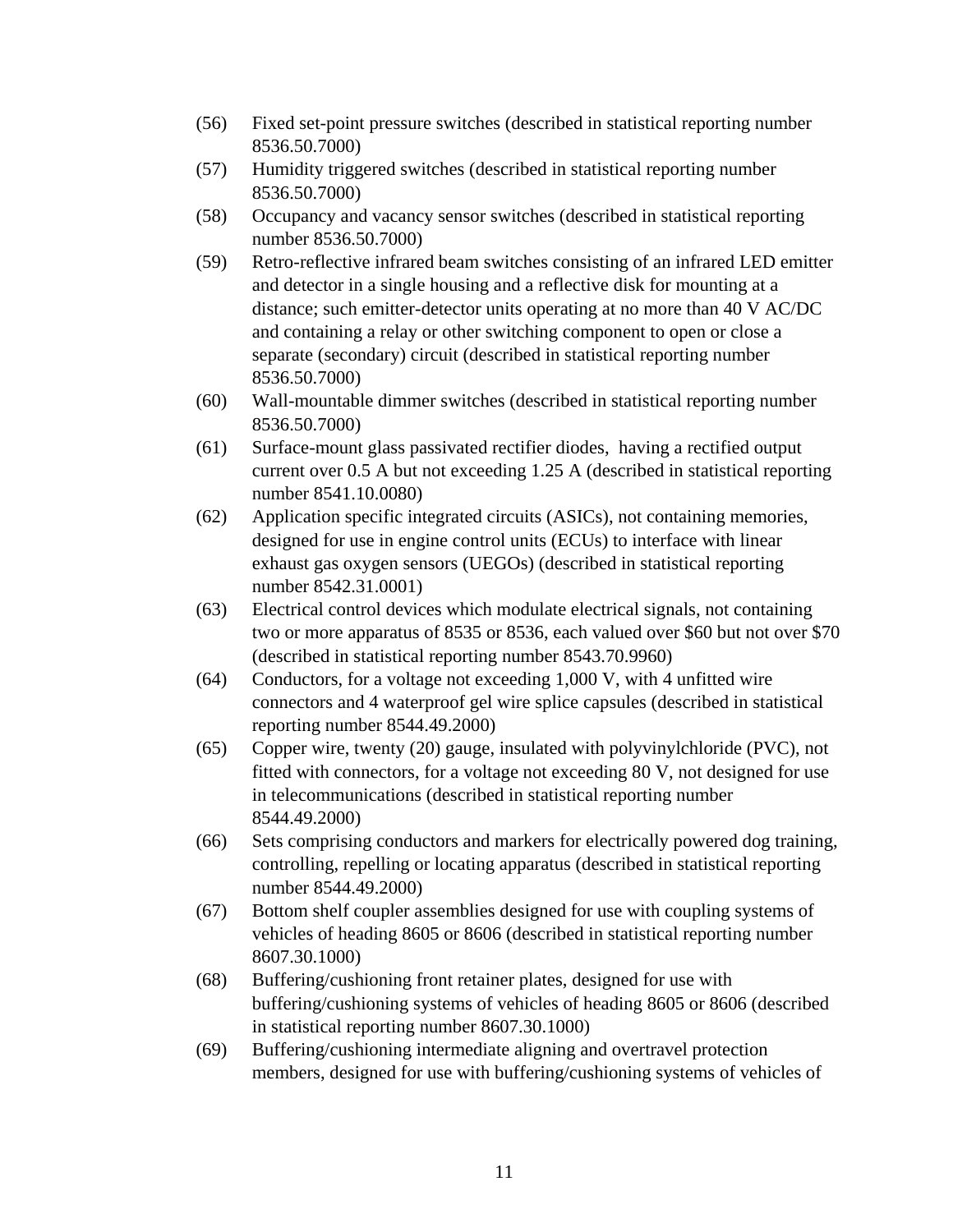(56) Fixed set-point pressure switches (described in statistical reporting number 8536.50.7000)

(57) Humidity triggered switches (described in statistical reporting number 8536.50.7000)

(58) Occupancy and vacancy sensor switches (described in statistical reporting number 8536.50.7000)

(59) Retro-reflective infrared beam switches consisting of an infrared LED emitter and detector in a single housing and a reflective disk for mounting at a distance; such emitter-detector units operating at no more than 40 V AC/DC and containing a relay or other switching component to open or close a separate (secondary) circuit (described in statistical reporting number 8536.50.7000)

(60) Wall-mountable dimmer switches (described in statistical reporting number 8536.50.7000)

(61) Surface-mount glass passivated rectifier diodes, having a rectified output current over 0.5 A but not exceeding 1.25 A (described in statistical reporting number 8541.10.0080)

(62) Application specific integrated circuits (ASICs), not containing memories, designed for use in engine control units (ECUs) to interface with linear exhaust gas oxygen sensors (UEGOs) (described in statistical reporting number 8542.31.0001)

(63) Electrical control devices which modulate electrical signals, not containing two or more apparatus of 8535 or 8536, each valued over $60 but not over $70 (described in statistical reporting number 8543.70.9960)

(64) Conductors, for a voltage not exceeding 1,000 V, with 4 unfitted wire connectors and 4 waterproof gel wire splice capsules (described in statistical reporting number 8544.49.2000)

(65) Copper wire, twenty (20) gauge, insulated with polyvinylchloride (PVC), not fitted with connectors, for a voltage not exceeding 80 V, not designed for use in telecommunications (described in statistical reporting number 8544.49.2000)

(66) Sets comprising conductors and markers for electrically powered dog training, controlling, repelling or locating apparatus (described in statistical reporting number 8544.49.2000)

(67) Bottom shelf coupler assemblies designed for use with coupling systems of vehicles of heading 8605 or 8606 (described in statistical reporting number 8607.30.1000)

(68) Buffering/cushioning front retainer plates, designed for use with buffering/cushioning systems of vehicles of heading 8605 or 8606 (described in statistical reporting number 8607.30.1000)

(69) Buffering/cushioning intermediate aligning and overtravel protection members, designed for use with buffering/cushioning systems of vehicles of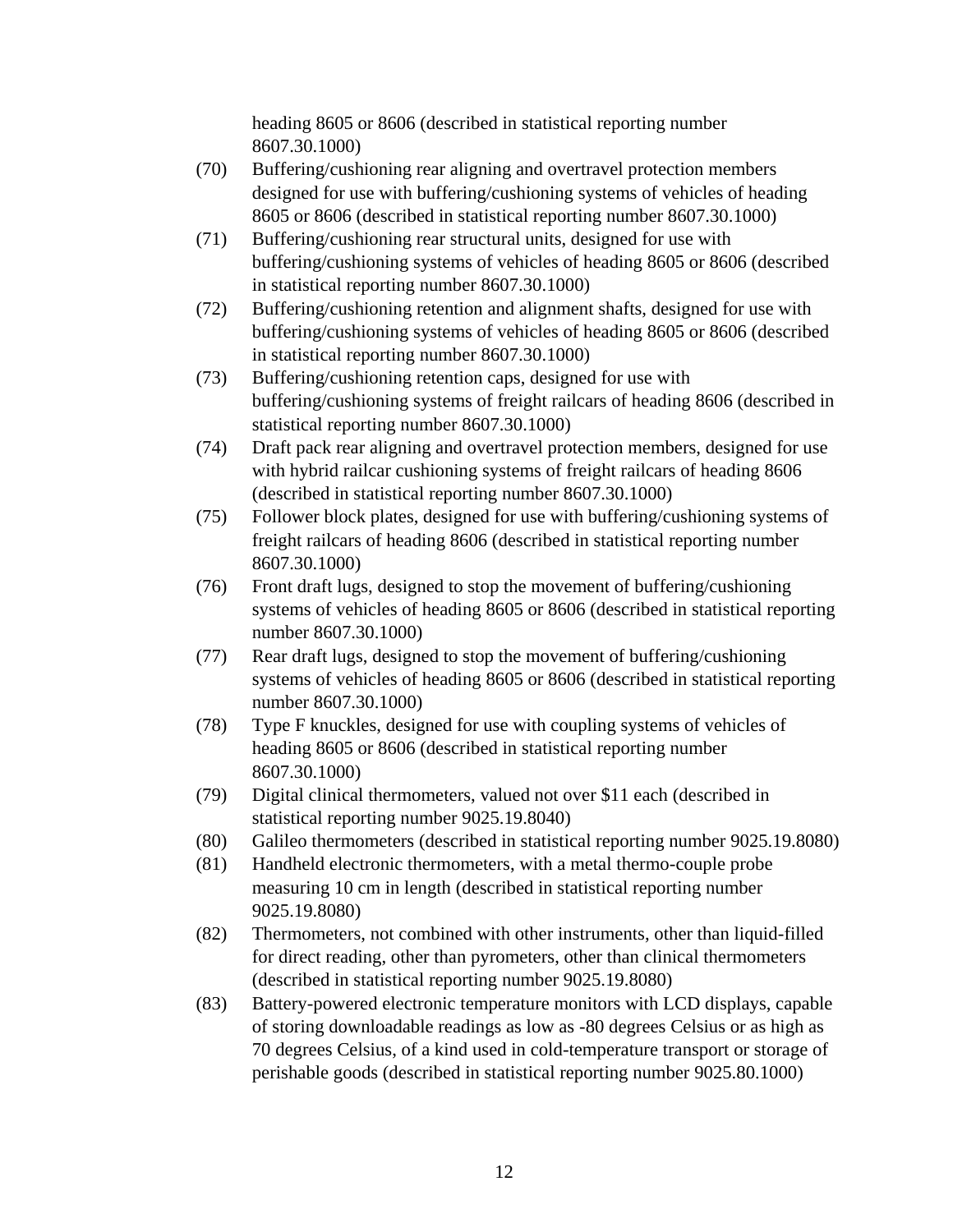heading 8605 or 8606 (described in statistical reporting number 8607.30.1000)

(70) Buffering/cushioning rear aligning and overtravel protection members designed for use with buffering/cushioning systems of vehicles of heading 8605 or 8606 (described in statistical reporting number 8607.30.1000)

(71) Buffering/cushioning rear structural units, designed for use with buffering/cushioning systems of vehicles of heading 8605 or 8606 (described in statistical reporting number 8607.30.1000)

(72) Buffering/cushioning retention and alignment shafts, designed for use with buffering/cushioning systems of vehicles of heading 8605 or 8606 (described in statistical reporting number 8607.30.1000)

(73) Buffering/cushioning retention caps, designed for use with buffering/cushioning systems of freight railcars of heading 8606 (described in statistical reporting number 8607.30.1000)

(74) Draft pack rear aligning and overtravel protection members, designed for use with hybrid railcar cushioning systems of freight railcars of heading 8606 (described in statistical reporting number 8607.30.1000)

(75) Follower block plates, designed for use with buffering/cushioning systems of freight railcars of heading 8606 (described in statistical reporting number 8607.30.1000)

(76) Front draft lugs, designed to stop the movement of buffering/cushioning systems of vehicles of heading 8605 or 8606 (described in statistical reporting number 8607.30.1000)

(77) Rear draft lugs, designed to stop the movement of buffering/cushioning systems of vehicles of heading 8605 or 8606 (described in statistical reporting number 8607.30.1000)

(78) Type F knuckles, designed for use with coupling systems of vehicles of heading 8605 or 8606 (described in statistical reporting number 8607.30.1000)

(79) Digital clinical thermometers, valued not over $11 each (described in statistical reporting number 9025.19.8040)

(80) Galileo thermometers (described in statistical reporting number 9025.19.8080)

(81) Handheld electronic thermometers, with a metal thermo-couple probe measuring 10 cm in length (described in statistical reporting number 9025.19.8080)

(82) Thermometers, not combined with other instruments, other than liquid-filled for direct reading, other than pyrometers, other than clinical thermometers (described in statistical reporting number 9025.19.8080)

(83) Battery-powered electronic temperature monitors with LCD displays, capable of storing downloadable readings as low as -80 degrees Celsius or as high as 70 degrees Celsius, of a kind used in cold-temperature transport or storage of perishable goods (described in statistical reporting number 9025.80.1000)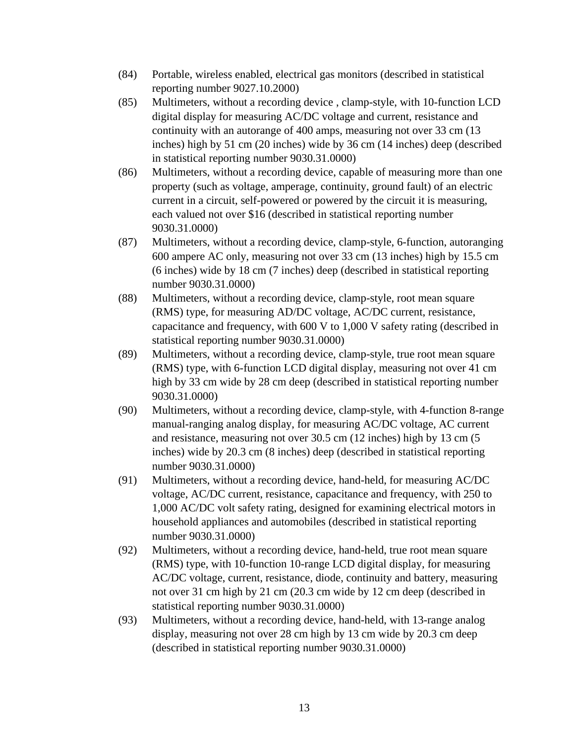(84) Portable, wireless enabled, electrical gas monitors (described in statistical reporting number 9027.10.2000)

(85) Multimeters, without a recording device , clamp-style, with 10-function LCD digital display for measuring AC/DC voltage and current, resistance and continuity with an autorange of 400 amps, measuring not over 33 cm (13 inches) high by 51 cm (20 inches) wide by 36 cm (14 inches) deep (described in statistical reporting number 9030.31.0000)

(86) Multimeters, without a recording device, capable of measuring more than one property (such as voltage, amperage, continuity, ground fault) of an electric current in a circuit, self-powered or powered by the circuit it is measuring, each valued not over $16 (described in statistical reporting number 9030.31.0000)

(87) Multimeters, without a recording device, clamp-style, 6-function, autoranging 600 ampere AC only, measuring not over 33 cm (13 inches) high by 15.5 cm (6 inches) wide by 18 cm (7 inches) deep (described in statistical reporting number 9030.31.0000)

(88) Multimeters, without a recording device, clamp-style, root mean square (RMS) type, for measuring AD/DC voltage, AC/DC current, resistance, capacitance and frequency, with 600 V to 1,000 V safety rating (described in statistical reporting number 9030.31.0000)

(89) Multimeters, without a recording device, clamp-style, true root mean square (RMS) type, with 6-function LCD digital display, measuring not over 41 cm high by 33 cm wide by 28 cm deep (described in statistical reporting number 9030.31.0000)

(90) Multimeters, without a recording device, clamp-style, with 4-function 8-range manual-ranging analog display, for measuring AC/DC voltage, AC current and resistance, measuring not over 30.5 cm (12 inches) high by 13 cm (5 inches) wide by 20.3 cm (8 inches) deep (described in statistical reporting number 9030.31.0000)

(91) Multimeters, without a recording device, hand-held, for measuring AC/DC voltage, AC/DC current, resistance, capacitance and frequency, with 250 to 1,000 AC/DC volt safety rating, designed for examining electrical motors in household appliances and automobiles (described in statistical reporting number 9030.31.0000)

(92) Multimeters, without a recording device, hand-held, true root mean square (RMS) type, with 10-function 10-range LCD digital display, for measuring AC/DC voltage, current, resistance, diode, continuity and battery, measuring not over 31 cm high by 21 cm (20.3 cm wide by 12 cm deep (described in statistical reporting number 9030.31.0000)

(93) Multimeters, without a recording device, hand-held, with 13-range analog display, measuring not over 28 cm high by 13 cm wide by 20.3 cm deep (described in statistical reporting number 9030.31.0000)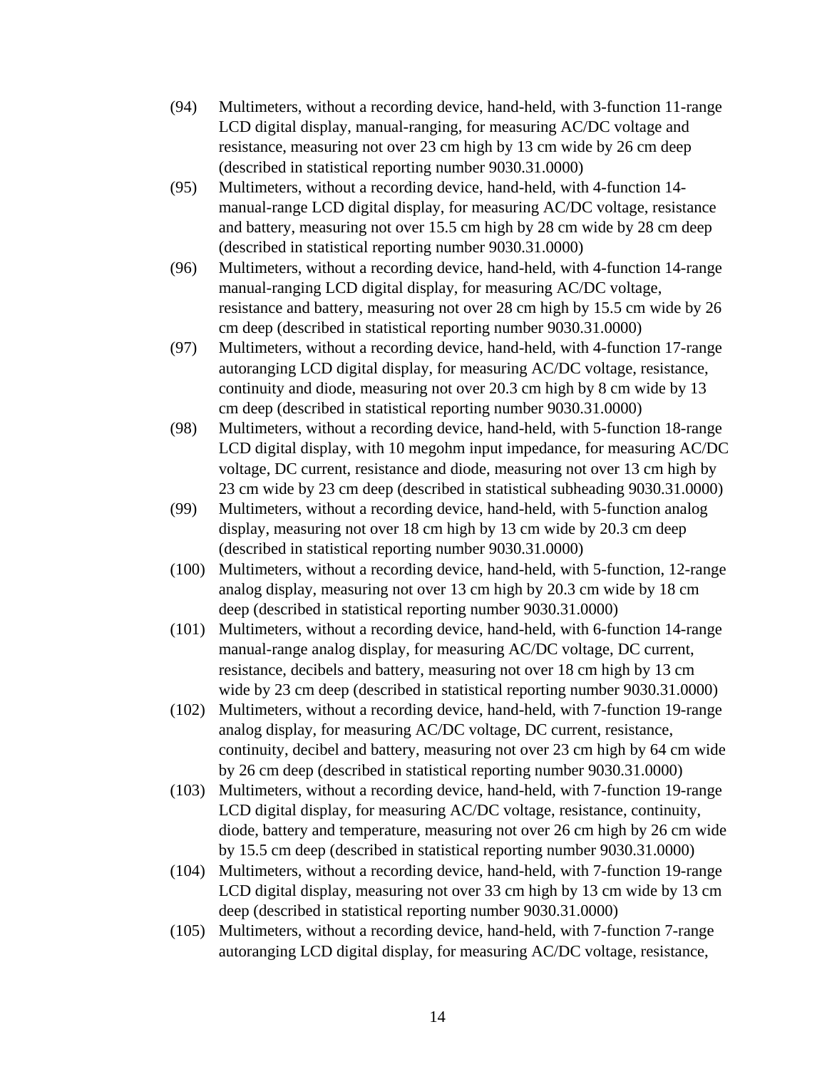(94) Multimeters, without a recording device, hand-held, with 3-function 11-range LCD digital display, manual-ranging, for measuring AC/DC voltage and resistance, measuring not over 23 cm high by 13 cm wide by 26 cm deep (described in statistical reporting number 9030.31.0000)

(95) Multimeters, without a recording device, hand-held, with 4-function 14-manual-range LCD digital display, for measuring AC/DC voltage, resistance and battery, measuring not over 15.5 cm high by 28 cm wide by 28 cm deep (described in statistical reporting number 9030.31.0000)

(96) Multimeters, without a recording device, hand-held, with 4-function 14-range manual-ranging LCD digital display, for measuring AC/DC voltage, resistance and battery, measuring not over 28 cm high by 15.5 cm wide by 26 cm deep (described in statistical reporting number 9030.31.0000)

(97) Multimeters, without a recording device, hand-held, with 4-function 17-range autoranging LCD digital display, for measuring AC/DC voltage, resistance, continuity and diode, measuring not over 20.3 cm high by 8 cm wide by 13 cm deep (described in statistical reporting number 9030.31.0000)

(98) Multimeters, without a recording device, hand-held, with 5-function 18-range LCD digital display, with 10 megohm input impedance, for measuring AC/DC voltage, DC current, resistance and diode, measuring not over 13 cm high by 23 cm wide by 23 cm deep (described in statistical subheading 9030.31.0000)

(99) Multimeters, without a recording device, hand-held, with 5-function analog display, measuring not over 18 cm high by 13 cm wide by 20.3 cm deep (described in statistical reporting number 9030.31.0000)

(100) Multimeters, without a recording device, hand-held, with 5-function, 12-range analog display, measuring not over 13 cm high by 20.3 cm wide by 18 cm deep (described in statistical reporting number 9030.31.0000)

(101) Multimeters, without a recording device, hand-held, with 6-function 14-range manual-range analog display, for measuring AC/DC voltage, DC current, resistance, decibels and battery, measuring not over 18 cm high by 13 cm wide by 23 cm deep (described in statistical reporting number 9030.31.0000)

(102) Multimeters, without a recording device, hand-held, with 7-function 19-range analog display, for measuring AC/DC voltage, DC current, resistance, continuity, decibel and battery, measuring not over 23 cm high by 64 cm wide by 26 cm deep (described in statistical reporting number 9030.31.0000)

(103) Multimeters, without a recording device, hand-held, with 7-function 19-range LCD digital display, for measuring AC/DC voltage, resistance, continuity, diode, battery and temperature, measuring not over 26 cm high by 26 cm wide by 15.5 cm deep (described in statistical reporting number 9030.31.0000)

(104) Multimeters, without a recording device, hand-held, with 7-function 19-range LCD digital display, measuring not over 33 cm high by 13 cm wide by 13 cm deep (described in statistical reporting number 9030.31.0000)

(105) Multimeters, without a recording device, hand-held, with 7-function 7-range autoranging LCD digital display, for measuring AC/DC voltage, resistance,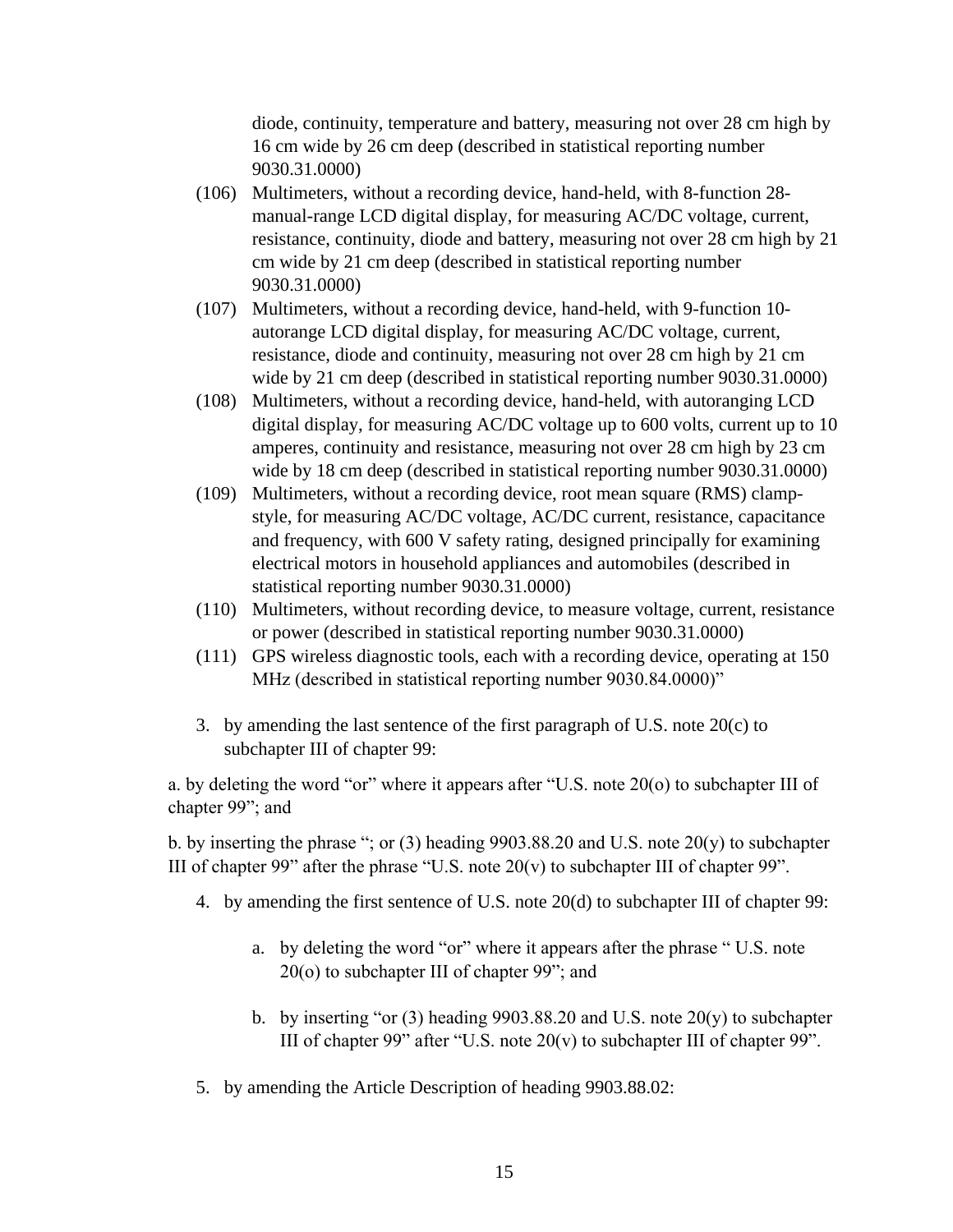diode, continuity, temperature and battery, measuring not over 28 cm high by 16 cm wide by 26 cm deep (described in statistical reporting number 9030.31.0000)

(106) Multimeters, without a recording device, hand-held, with 8-function 28-manual-range LCD digital display, for measuring AC/DC voltage, current, resistance, continuity, diode and battery, measuring not over 28 cm high by 21 cm wide by 21 cm deep (described in statistical reporting number 9030.31.0000)

(107) Multimeters, without a recording device, hand-held, with 9-function 10-autorange LCD digital display, for measuring AC/DC voltage, current, resistance, diode and continuity, measuring not over 28 cm high by 21 cm wide by 21 cm deep (described in statistical reporting number 9030.31.0000)

(108) Multimeters, without a recording device, hand-held, with autoranging LCD digital display, for measuring AC/DC voltage up to 600 volts, current up to 10 amperes, continuity and resistance, measuring not over 28 cm high by 23 cm wide by 18 cm deep (described in statistical reporting number 9030.31.0000)

(109) Multimeters, without a recording device, root mean square (RMS) clamp-style, for measuring AC/DC voltage, AC/DC current, resistance, capacitance and frequency, with 600 V safety rating, designed principally for examining electrical motors in household appliances and automobiles (described in statistical reporting number 9030.31.0000)

(110) Multimeters, without recording device, to measure voltage, current, resistance or power (described in statistical reporting number 9030.31.0000)

(111) GPS wireless diagnostic tools, each with a recording device, operating at 150 MHz (described in statistical reporting number 9030.84.0000)"

3. by amending the last sentence of the first paragraph of U.S. note 20(c) to subchapter III of chapter 99:

a. by deleting the word "or" where it appears after "U.S. note 20(o) to subchapter III of chapter 99"; and

b. by inserting the phrase "; or (3) heading 9903.88.20 and U.S. note 20(y) to subchapter III of chapter 99" after the phrase "U.S. note 20(v) to subchapter III of chapter 99".

4. by amending the first sentence of U.S. note 20(d) to subchapter III of chapter 99:

   a. by deleting the word "or" where it appears after the phrase " U.S. note 20(o) to subchapter III of chapter 99"; and

   b. by inserting "or (3) heading 9903.88.20 and U.S. note 20(y) to subchapter III of chapter 99" after "U.S. note 20(v) to subchapter III of chapter 99".

5. by amending the Article Description of heading 9903.88.02: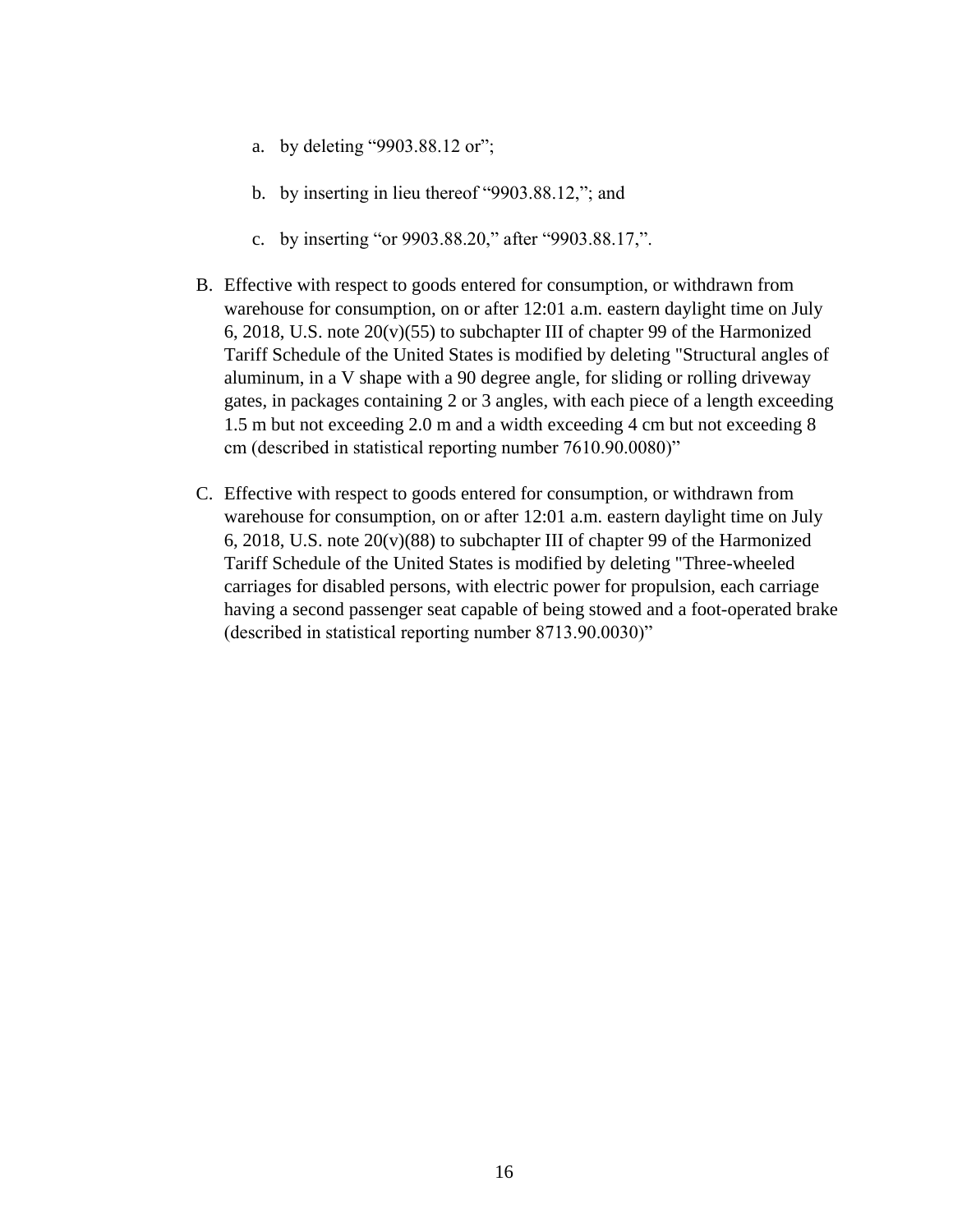a. by deleting "9903.88.12 or";

b. by inserting in lieu thereof "9903.88.12,"; and

c. by inserting "or 9903.88.20," after "9903.88.17,".

B. Effective with respect to goods entered for consumption, or withdrawn from warehouse for consumption, on or after 12:01 a.m. eastern daylight time on July 6, 2018, U.S. note 20(v)(55) to subchapter III of chapter 99 of the Harmonized Tariff Schedule of the United States is modified by deleting "Structural angles of aluminum, in a V shape with a 90 degree angle, for sliding or rolling driveway gates, in packages containing 2 or 3 angles, with each piece of a length exceeding 1.5 m but not exceeding 2.0 m and a width exceeding 4 cm but not exceeding 8 cm (described in statistical reporting number 7610.90.0080)"

C. Effective with respect to goods entered for consumption, or withdrawn from warehouse for consumption, on or after 12:01 a.m. eastern daylight time on July 6, 2018, U.S. note 20(v)(88) to subchapter III of chapter 99 of the Harmonized Tariff Schedule of the United States is modified by deleting "Three-wheeled carriages for disabled persons, with electric power for propulsion, each carriage having a second passenger seat capable of being stowed and a foot-operated brake (described in statistical reporting number 8713.90.0030)"